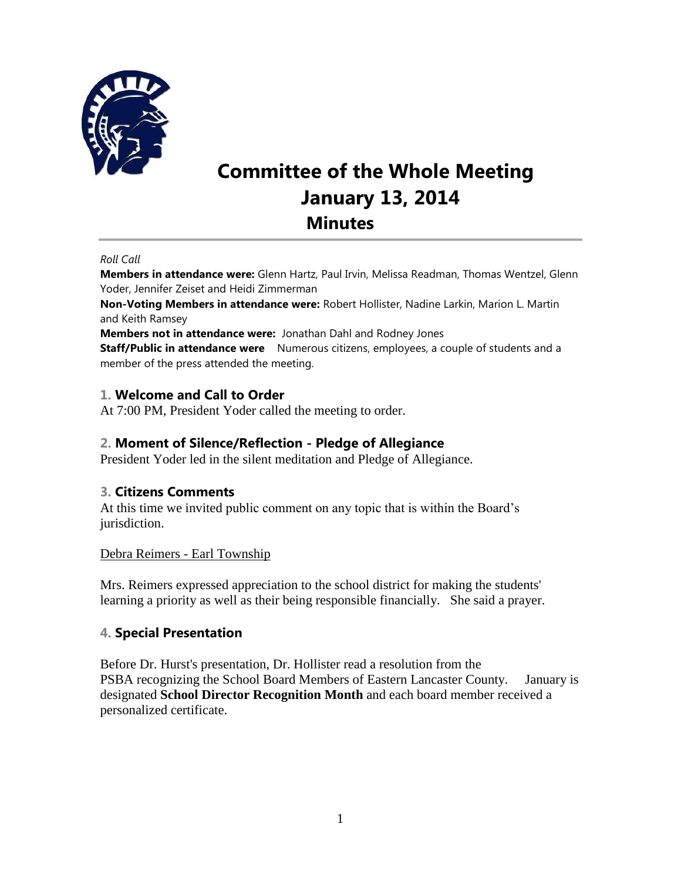# Committee of the Whole Meeting
# January 13, 2014
## Minutes

*Roll Call*

**Members in attendance were:** Glenn Hartz, Paul Irvin, Melissa Readman, Thomas Wentzel, Glenn Yoder, Jennifer Zeiset and Heidi Zimmerman

**Non-Voting Members in attendance were:** Robert Hollister, Nadine Larkin, Marion L. Martin and Keith Ramsey

**Members not in attendance were:** Jonathan Dahl and Rodney Jones

**Staff/Public in attendance were** Numerous citizens, employees, a couple of students and a member of the press attended the meeting.

### 1. Welcome and Call to Order

At 7:00 PM, President Yoder called the meeting to order.

### 2. Moment of Silence/Reflection - Pledge of Allegiance

President Yoder led in the silent meditation and Pledge of Allegiance.

### 3. Citizens Comments

At this time we invited public comment on any topic that is within the Board's jurisdiction.

Debra Reimers - Earl Township

Mrs. Reimers expressed appreciation to the school district for making the students' learning a priority as well as their being responsible financially. She said a prayer.

### 4. Special Presentation

Before Dr. Hurst's presentation, Dr. Hollister read a resolution from the PSBA recognizing the School Board Members of Eastern Lancaster County. January is designated **School Director Recognition Month** and each board member received a personalized certificate.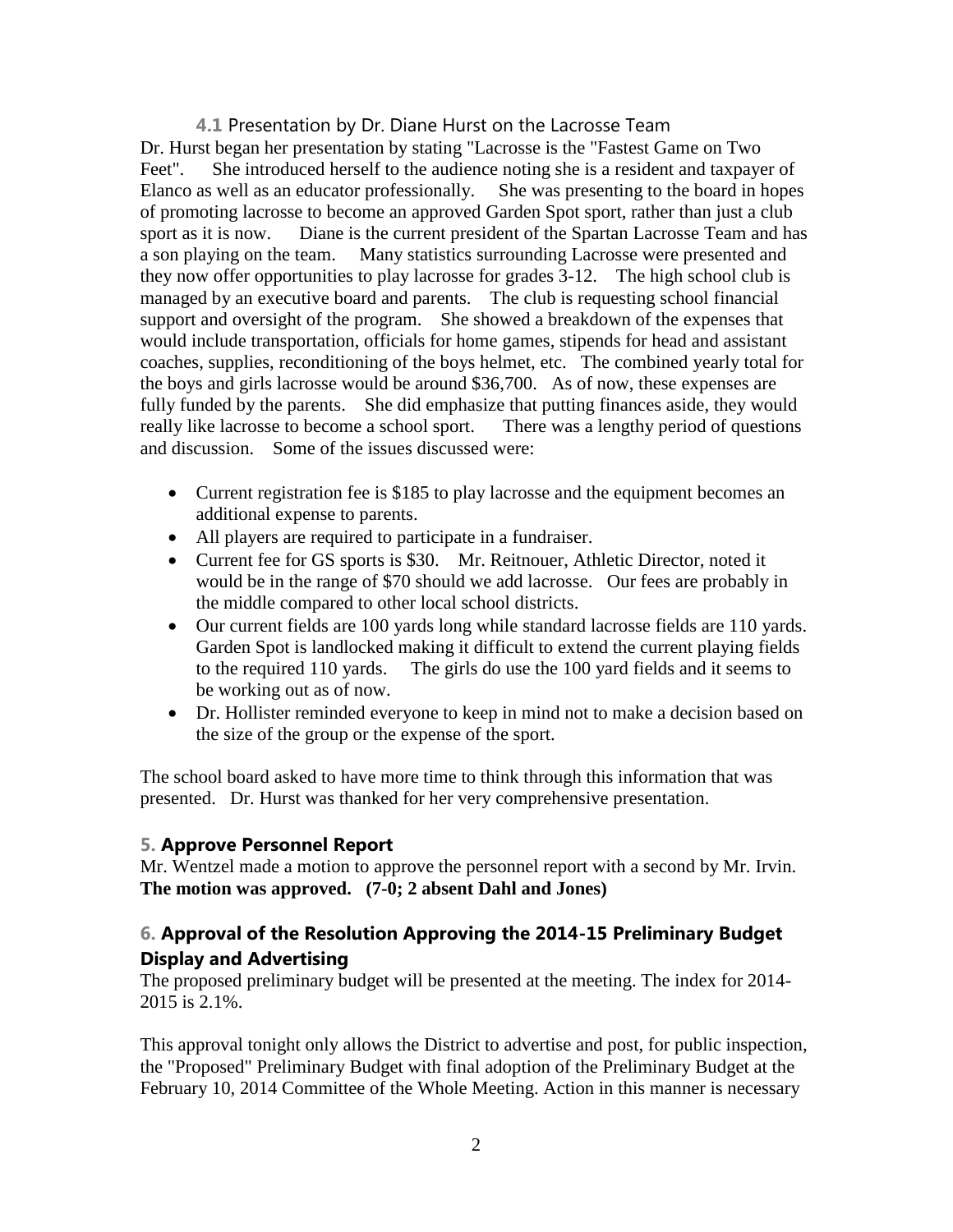### 4.1 Presentation by Dr. Diane Hurst on the Lacrosse Team

Dr. Hurst began her presentation by stating "Lacrosse is the "Fastest Game on Two Feet". She introduced herself to the audience noting she is a resident and taxpayer of Elanco as well as an educator professionally. She was presenting to the board in hopes of promoting lacrosse to become an approved Garden Spot sport, rather than just a club sport as it is now. Diane is the current president of the Spartan Lacrosse Team and has a son playing on the team. Many statistics surrounding Lacrosse were presented and they now offer opportunities to play lacrosse for grades 3-12. The high school club is managed by an executive board and parents. The club is requesting school financial support and oversight of the program. She showed a breakdown of the expenses that would include transportation, officials for home games, stipends for head and assistant coaches, supplies, reconditioning of the boys helmet, etc. The combined yearly total for the boys and girls lacrosse would be around $36,700. As of now, these expenses are fully funded by the parents. She did emphasize that putting finances aside, they would really like lacrosse to become a school sport. There was a lengthy period of questions and discussion. Some of the issues discussed were:

- Current registration fee is $185 to play lacrosse and the equipment becomes an additional expense to parents.
- All players are required to participate in a fundraiser.
- Current fee for GS sports is $30. Mr. Reitnouer, Athletic Director, noted it would be in the range of $70 should we add lacrosse. Our fees are probably in the middle compared to other local school districts.
- Our current fields are 100 yards long while standard lacrosse fields are 110 yards. Garden Spot is landlocked making it difficult to extend the current playing fields to the required 110 yards. The girls do use the 100 yard fields and it seems to be working out as of now.
- Dr. Hollister reminded everyone to keep in mind not to make a decision based on the size of the group or the expense of the sport.

The school board asked to have more time to think through this information that was presented. Dr. Hurst was thanked for her very comprehensive presentation.

## 5. Approve Personnel Report

Mr. Wentzel made a motion to approve the personnel report with a second by Mr. Irvin. **The motion was approved. (7-0; 2 absent Dahl and Jones)**

## 6. Approval of the Resolution Approving the 2014-15 Preliminary Budget Display and Advertising

The proposed preliminary budget will be presented at the meeting. The index for 2014-2015 is 2.1%.

This approval tonight only allows the District to advertise and post, for public inspection, the "Proposed" Preliminary Budget with final adoption of the Preliminary Budget at the February 10, 2014 Committee of the Whole Meeting. Action in this manner is necessary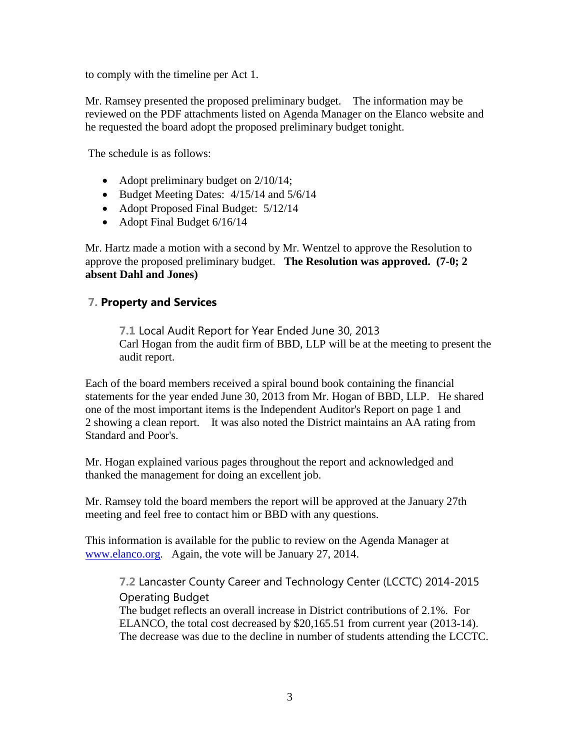to comply with the timeline per Act 1.

Mr. Ramsey presented the proposed preliminary budget. The information may be reviewed on the PDF attachments listed on Agenda Manager on the Elanco website and he requested the board adopt the proposed preliminary budget tonight.

The schedule is as follows:

- Adopt preliminary budget on 2/10/14;
- Budget Meeting Dates: 4/15/14 and 5/6/14
- Adopt Proposed Final Budget: 5/12/14
- Adopt Final Budget 6/16/14

Mr. Hartz made a motion with a second by Mr. Wentzel to approve the Resolution to approve the proposed preliminary budget. **The Resolution was approved. (7-0; 2 absent Dahl and Jones)**

## 7. Property and Services

### 7.1 Local Audit Report for Year Ended June 30, 2013

Carl Hogan from the audit firm of BBD, LLP will be at the meeting to present the audit report.

Each of the board members received a spiral bound book containing the financial statements for the year ended June 30, 2013 from Mr. Hogan of BBD, LLP. He shared one of the most important items is the Independent Auditor's Report on page 1 and 2 showing a clean report. It was also noted the District maintains an AA rating from Standard and Poor's.

Mr. Hogan explained various pages throughout the report and acknowledged and thanked the management for doing an excellent job.

Mr. Ramsey told the board members the report will be approved at the January 27th meeting and feel free to contact him or BBD with any questions.

This information is available for the public to review on the Agenda Manager at www.elanco.org. Again, the vote will be January 27, 2014.

### 7.2 Lancaster County Career and Technology Center (LCCTC) 2014-2015 Operating Budget

The budget reflects an overall increase in District contributions of 2.1%. For ELANCO, the total cost decreased by $20,165.51 from current year (2013-14). The decrease was due to the decline in number of students attending the LCCTC.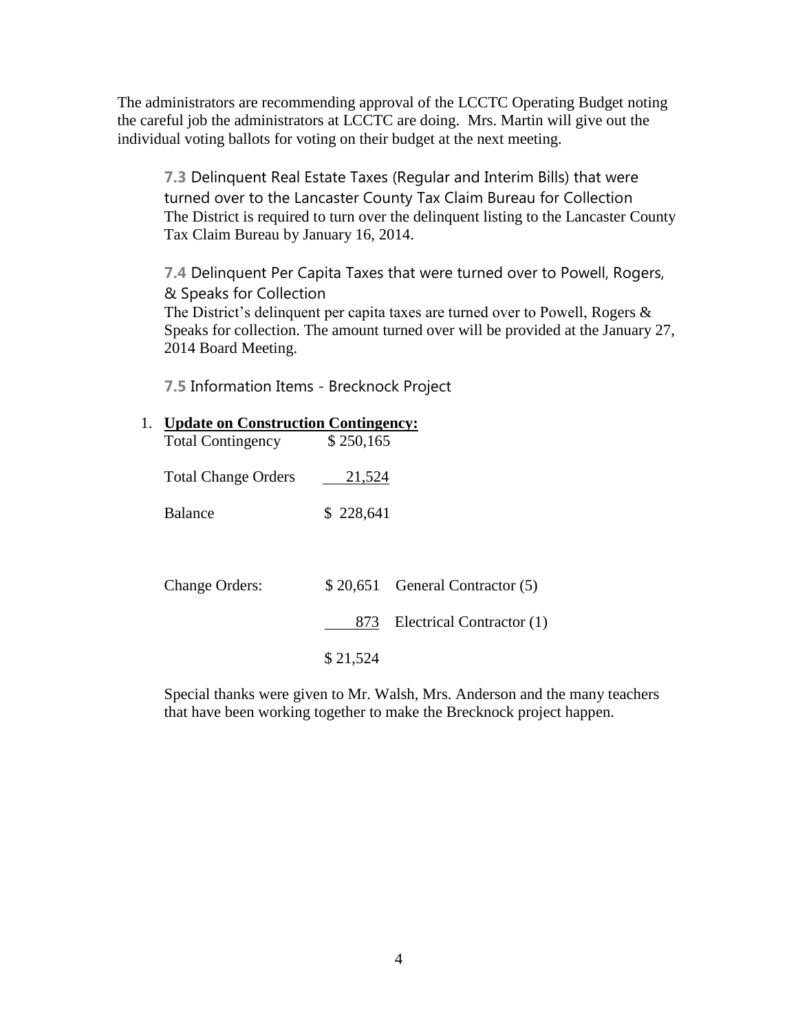The administrators are recommending approval of the LCCTC Operating Budget noting the careful job the administrators at LCCTC are doing. Mrs. Martin will give out the individual voting ballots for voting on their budget at the next meeting.

### 7.3 Delinquent Real Estate Taxes (Regular and Interim Bills) that were turned over to the Lancaster County Tax Claim Bureau for Collection

The District is required to turn over the delinquent listing to the Lancaster County Tax Claim Bureau by January 16, 2014.

### 7.4 Delinquent Per Capita Taxes that were turned over to Powell, Rogers, & Speaks for Collection

The District's delinquent per capita taxes are turned over to Powell, Rogers & Speaks for collection. The amount turned over will be provided at the January 27, 2014 Board Meeting.

### 7.5 Information Items - Brecknock Project

1. **Update on Construction Contingency:**

| | |
|---|---|
| Total Contingency | $ 250,165 |
| Total Change Orders | 21,524 |
| Balance | $ 228,641 |

| | | |
|---|---|---|
| Change Orders: | $ 20,651 | General Contractor (5) |
| | 873 | Electrical Contractor (1) |
| | $ 21,524 | |

Special thanks were given to Mr. Walsh, Mrs. Anderson and the many teachers that have been working together to make the Brecknock project happen.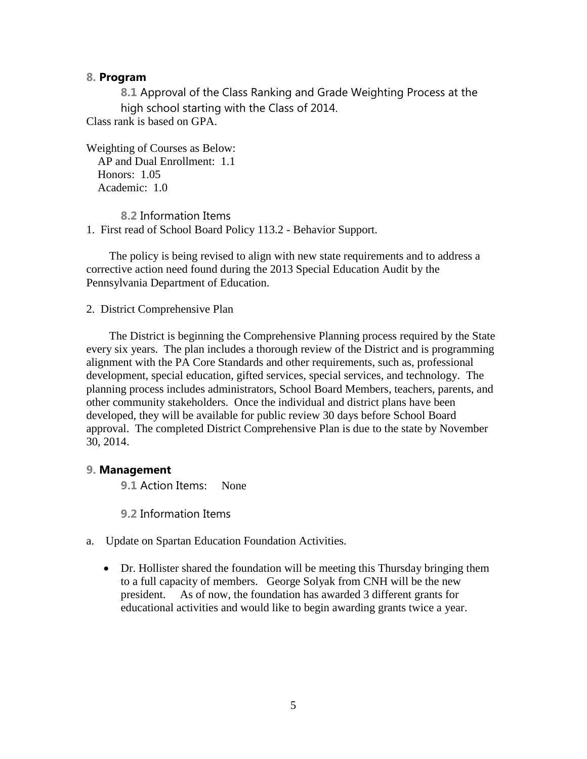## 8. Program

### 8.1 Approval of the Class Ranking and Grade Weighting Process at the high school starting with the Class of 2014.

Class rank is based on GPA.

Weighting of Courses as Below:

- AP and Dual Enrollment: 1.1
- Honors: 1.05
- Academic: 1.0

### 8.2 Information Items

1. First read of School Board Policy 113.2 - Behavior Support.

The policy is being revised to align with new state requirements and to address a corrective action need found during the 2013 Special Education Audit by the Pennsylvania Department of Education.

2. District Comprehensive Plan

The District is beginning the Comprehensive Planning process required by the State every six years. The plan includes a thorough review of the District and is programming alignment with the PA Core Standards and other requirements, such as, professional development, special education, gifted services, special services, and technology. The planning process includes administrators, School Board Members, teachers, parents, and other community stakeholders. Once the individual and district plans have been developed, they will be available for public review 30 days before School Board approval. The completed District Comprehensive Plan is due to the state by November 30, 2014.

## 9. Management

### 9.1 Action Items: None

### 9.2 Information Items

a. Update on Spartan Education Foundation Activities.

- Dr. Hollister shared the foundation will be meeting this Thursday bringing them to a full capacity of members. George Solyak from CNH will be the new president. As of now, the foundation has awarded 3 different grants for educational activities and would like to begin awarding grants twice a year.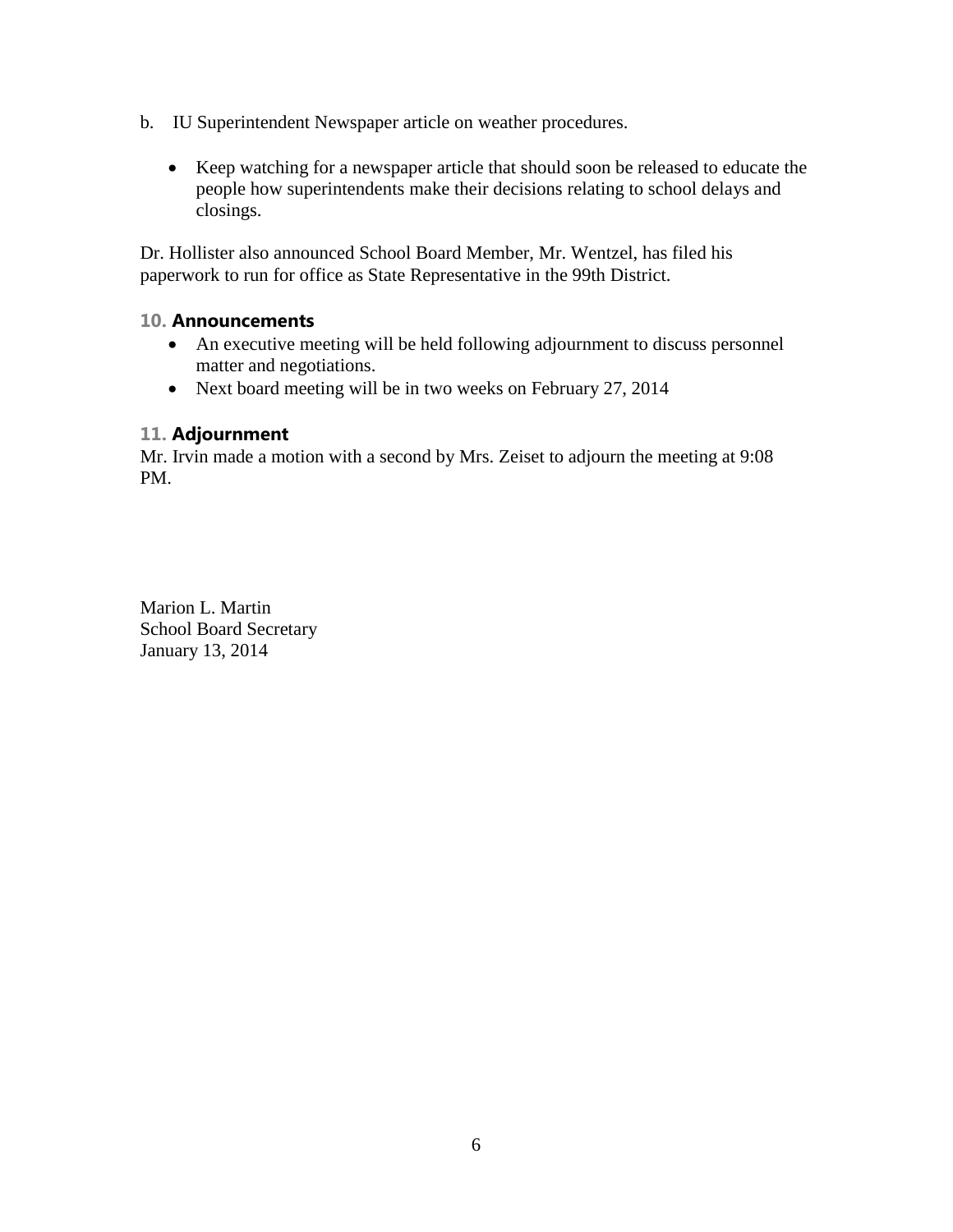b. IU Superintendent Newspaper article on weather procedures.

- Keep watching for a newspaper article that should soon be released to educate the people how superintendents make their decisions relating to school delays and closings.

Dr. Hollister also announced School Board Member, Mr. Wentzel, has filed his paperwork to run for office as State Representative in the 99th District.

### 10. Announcements

- An executive meeting will be held following adjournment to discuss personnel matter and negotiations.
- Next board meeting will be in two weeks on February 27, 2014

### 11. Adjournment

Mr. Irvin made a motion with a second by Mrs. Zeiset to adjourn the meeting at 9:08 PM.

Marion L. Martin
School Board Secretary
January 13, 2014